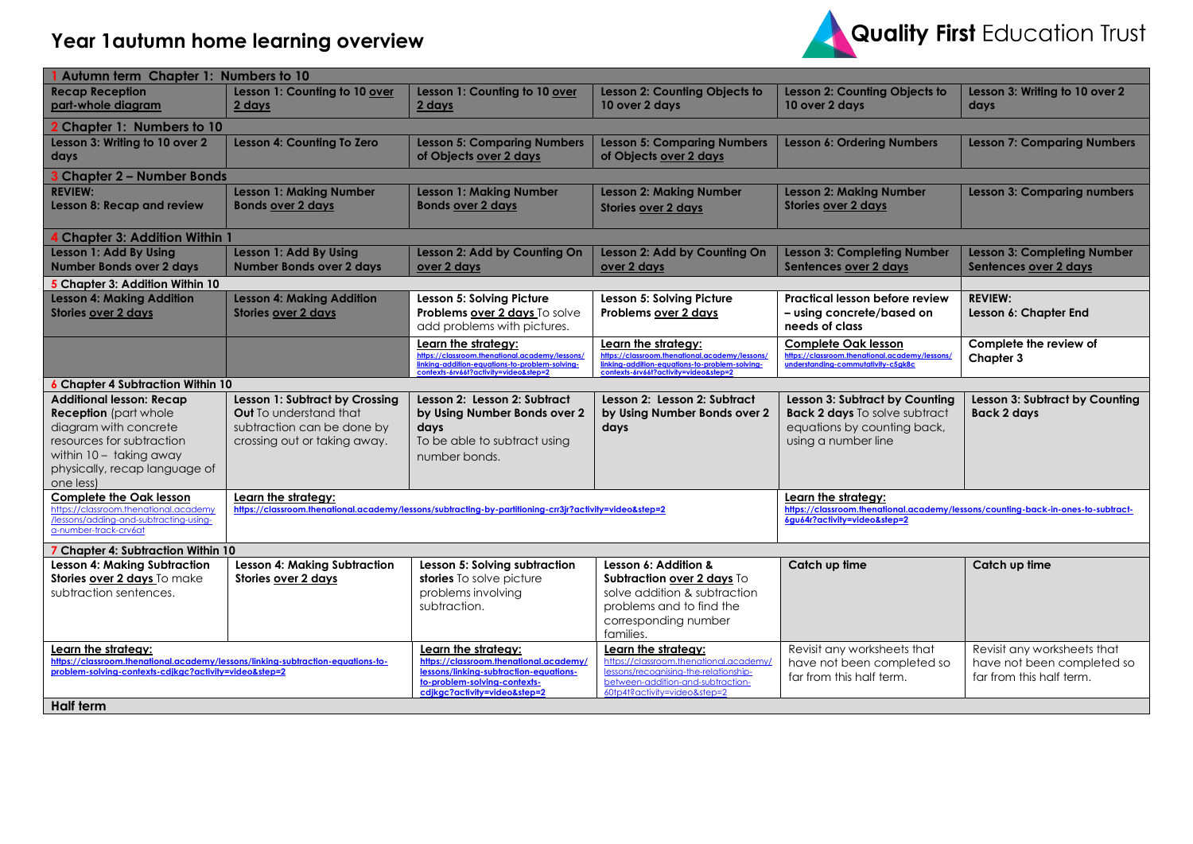# Year 1autumn home learning overview

Quality First Education Trust

| 1 Autumn term Chapter 1: Numbers to 10 | | | | | |
|---|---|---|---|---|---|
| **Recap Reception part-whole diagram** | **Lesson 1: Counting to 10 over 2 days** | **Lesson 1: Counting to 10 over 2 days** | **Lesson 2: Counting Objects to 10 over 2 days** | **Lesson 2: Counting Objects to 10 over 2 days** | **Lesson 3: Writing to 10 over 2 days** |
| **2 Chapter 1: Numbers to 10** | | | | | |
| **Lesson 3: Writing to 10 over 2 days** | **Lesson 4: Counting To Zero** | **Lesson 5: Comparing Numbers of Objects over 2 days** | **Lesson 5: Comparing Numbers of Objects over 2 days** | **Lesson 6: Ordering Numbers** | **Lesson 7: Comparing Numbers** |
| **3 Chapter 2 – Number Bonds** | | | | | |
| **REVIEW: Lesson 8: Recap and review** | **Lesson 1: Making Number Bonds over 2 days** | **Lesson 1: Making Number Bonds over 2 days** | **Lesson 2: Making Number Stories over 2 days** | **Lesson 2: Making Number Stories over 2 days** | **Lesson 3: Comparing numbers** |
| **4 Chapter 3: Addition Within 1** | | | | | |
| **Lesson 1: Add By Using Number Bonds over 2 days** | **Lesson 1: Add By Using Number Bonds over 2 days** | **Lesson 2: Add by Counting On over 2 days** | **Lesson 2: Add by Counting On over 2 days** | **Lesson 3: Completing Number Sentences over 2 days** | **Lesson 3: Completing Number Sentences over 2 days** |
| **5 Chapter 3: Addition Within 10** | | | | | |
| **Lesson 4: Making Addition Stories over 2 days** | **Lesson 4: Making Addition Stories over 2 days** | **Lesson 5: Solving Picture Problems over 2 days** To solve add problems with pictures. | **Lesson 5: Solving Picture Problems over 2 days** | **Practical lesson before review – using concrete/based on needs of class** | **REVIEW: Lesson 6: Chapter End** |
| | | Learn the strategy: https://classroom.thenational.academy/lessons/linking-addition-equations-to-problem-solving-contexts-6rv66t?activity=video&step=2 | Learn the strategy: https://classroom.thenational.academy/lessons/linking-addition-equations-to-problem-solving-contexts-6rv66t?activity=video&step=2 | **Complete Oak lesson** https://classroom.thenational.academy/lessons/understanding-commutativity-c5gk8c | **Complete the review of Chapter 3** |
| **6 Chapter 4 Subtraction Within 10** | | | | | |
| **Additional lesson: Recap Reception** (part whole diagram with concrete resources for subtraction within 10 – taking away physically, recap language of one less) | **Lesson 1: Subtract by Crossing Out** To understand that subtraction can be done by crossing out or taking away. | **Lesson 2: Lesson 2: Subtract by Using Number Bonds over 2 days** To be able to subtract using number bonds. | **Lesson 2: Lesson 2: Subtract by Using Number Bonds over 2 days** | **Lesson 3: Subtract by Counting Back 2 days** To solve subtract equations by counting back, using a number line | **Lesson 3: Subtract by Counting Back 2 days** |
| **Complete the Oak lesson** https://classroom.thenational.academy/lessons/adding-and-subtracting-using-a-number-track-crv6at | Learn the strategy: https://classroom.thenational.academy/lessons/subtracting-by-partitioning-crr3jr?activity=video&step=2 | | | Learn the strategy: https://classroom.thenational.academy/lessons/counting-back-in-ones-to-subtract-6gu64r?activity=video&step=2 | |
| **7 Chapter 4: Subtraction Within 10** | | | | | |
| **Lesson 4: Making Subtraction Stories over 2 days** To make subtraction sentences. | **Lesson 4: Making Subtraction Stories over 2 days** | **Lesson 5: Solving subtraction stories** To solve picture problems involving subtraction. | **Lesson 6: Addition & Subtraction over 2 days** To solve addition & subtraction problems and to find the corresponding number families. | **Catch up time** | **Catch up time** |
| Learn the strategy: https://classroom.thenational.academy/lessons/linking-subtraction-equations-to-problem-solving-contexts-cdjkgc?activity=video&step=2 | | Learn the strategy: https://classroom.thenational.academy/lessons/linking-subtraction-equations-to-problem-solving-contexts-cdjkgc?activity=video&step=2 | Learn the strategy: https://classroom.thenational.academy/lessons/recognising-the-relationship-between-addition-and-subtraction-60tp4t?activity=video&step=2 | Revisit any worksheets that have not been completed so far from this half term. | Revisit any worksheets that have not been completed so far from this half term. |
| **Half term** | | | | | |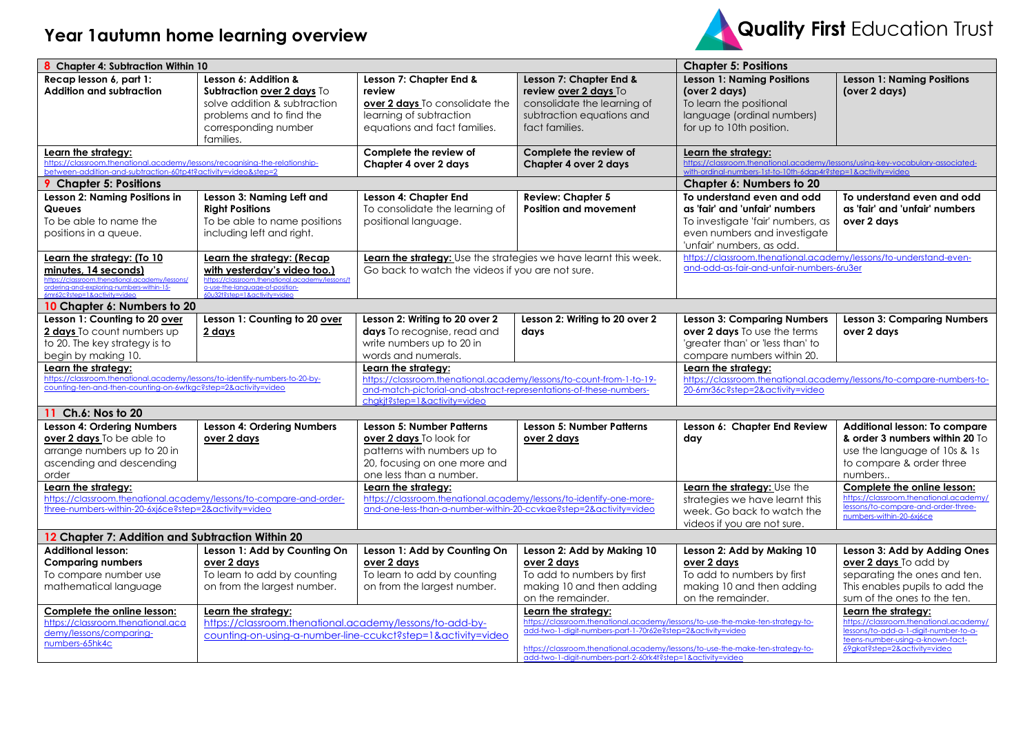# Year 1autumn home learning overview

**Quality First** Education Trust

| 8 Chapter 4: Subtraction Within 10 | | | | Chapter 5: Positions | |
|---|---|---|---|---|---|
| **Recap lesson 6, part 1: Addition and subtraction** | **Lesson 6: Addition & Subtraction over 2 days** To solve addition & subtraction problems and to find the corresponding number families. | **Lesson 7: Chapter End & review over 2 days** To consolidate the learning of subtraction equations and fact families. | **Lesson 7: Chapter End & review over 2 days** To consolidate the learning of subtraction equations and fact families. | **Lesson 1: Naming Positions (over 2 days)** To learn the positional language (ordinal numbers) for up to 10th position. | **Lesson 1: Naming Positions (over 2 days)** |
| **Learn the strategy:** https://classroom.thenational.academy/lessons/recognising-the-relationship-between-addition-and-subtraction-60tp4t?activity=video&step=2 | | **Complete the review of Chapter 4 over 2 days** | **Complete the review of Chapter 4 over 2 days** | **Learn the strategy:** https://classroom.thenational.academy/lessons/using-key-vocabulary-associated-with-ordinal-numbers-1st-to-10th-6dqp4r?step=1&activity=video | |
| **9 Chapter 5: Positions** | | | | **Chapter 6: Numbers to 20** | |
| **Lesson 2: Naming Positions in Queues** To be able to name the positions in a queue. | **Lesson 3: Naming Left and Right Positions** To be able to name positions including left and right. | **Lesson 4: Chapter End** To consolidate the learning of positional language. | **Review: Chapter 5 Position and movement** | **To understand even and odd as 'fair' and 'unfair' numbers** To investigate 'fair' numbers, as even numbers and investigate 'unfair' numbers, as odd. | **To understand even and odd as 'fair' and 'unfair' numbers over 2 days** |
| **Learn the strategy: (To 10 minutes, 14 seconds)** https://classroom.thenational.academy/lessons/ordering-and-exploring-numbers-within-15-6mr62c?step=1&activity=video | **Learn the strategy: (Recap with yesterday's video too.)** https://classroom.thenational.academy/lessons/to-use-the-language-of-position-60u32t?step=1&activity=video | **Learn the strategy:** Use the strategies we have learnt this week. Go back to watch the videos if you are not sure. | | https://classroom.thenational.academy/lessons/to-understand-even-and-odd-as-fair-and-unfair-numbers-6ru3er | |
| **10 Chapter 6: Numbers to 20** | | | | | |
| **Lesson 1: Counting to 20 over 2 days** To count numbers up to 20. The key strategy is to begin by making 10. | **Lesson 1: Counting to 20 over 2 days** | **Lesson 2: Writing to 20 over 2 days** To recognise, read and write numbers up to 20 in words and numerals. | **Lesson 2: Writing to 20 over 2 days** | **Lesson 3: Comparing Numbers over 2 days** To use the terms 'greater than' or 'less than' to compare numbers within 20. | **Lesson 3: Comparing Numbers over 2 days** |
| **Learn the strategy:** https://classroom.thenational.academy/lessons/to-identify-numbers-to-20-by-counting-ten-and-then-counting-on-6wtkgc?step=2&activity=video | | **Learn the strategy:** https://classroom.thenational.academy/lessons/to-count-from-1-to-19-and-match-pictorial-and-abstract-representations-of-these-numbers-chgkjt?step=1&activity=video | | **Learn the strategy:** https://classroom.thenational.academy/lessons/to-compare-numbers-to-20-6mr36c?step=2&activity=video | |
| **11 Ch.6: Nos to 20** | | | | | |
| **Lesson 4: Ordering Numbers over 2 days** To be able to arrange numbers up to 20 in ascending and descending order | **Lesson 4: Ordering Numbers over 2 days** | **Lesson 5: Number Patterns over 2 days** To look for patterns with numbers up to 20, focusing on one more and one less than a number. | **Lesson 5: Number Patterns over 2 days** | **Lesson 6: Chapter End Review day** | **Additional lesson: To compare & order 3 numbers within 20** To use the language of 10s & 1s to compare & order three numbers.. |
| **Learn the strategy:** https://classroom.thenational.academy/lessons/to-compare-and-order-three-numbers-within-20-6xj6ce?step=2&activity=video | | **Learn the strategy:** https://classroom.thenational.academy/lessons/to-identify-one-more-and-one-less-than-a-number-within-20-ccvkae?step=2&activity=video | | **Learn the strategy:** Use the strategies we have learnt this week. Go back to watch the videos if you are not sure. | **Complete the online lesson:** https://classroom.thenational.academy/lessons/to-compare-and-order-three-numbers-within-20-6xj6ce |
| **12 Chapter 7: Addition and Subtraction Within 20** | | | | | |
| **Additional lesson: Comparing numbers** To compare number use mathematical language | **Lesson 1: Add by Counting On over 2 days** To learn to add by counting on from the largest number. | **Lesson 1: Add by Counting On over 2 days** To learn to add by counting on from the largest number. | **Lesson 2: Add by Making 10 over 2 days** To add to numbers by first making 10 and then adding on the remainder. | **Lesson 2: Add by Making 10 over 2 days** To add to numbers by first making 10 and then adding on the remainder. | **Lesson 3: Add by Adding Ones over 2 days** To add by separating the ones and ten. This enables pupils to add the sum of the ones to the ten. |
| **Complete the online lesson:** https://classroom.thenational.academy/lessons/comparing-numbers-65hk4c | **Learn the strategy:** https://classroom.thenational.academy/lessons/to-add-by-counting-on-using-a-number-line-ccukct?step=1&activity=video | | **Learn the strategy:** https://classroom.thenational.academy/lessons/to-use-the-make-ten-strategy-to-add-two-1-digit-numbers-part-1-70r62e?step=2&activity=video https://classroom.thenational.academy/lessons/to-use-the-make-ten-strategy-to-add-two-1-digit-numbers-part-2-60rk4t?step=1&activity=video | | **Learn the strategy:** https://classroom.thenational.academy/lessons/to-add-a-1-digit-number-to-a-teens-number-using-a-known-fact-69gkat?step=2&activity=video |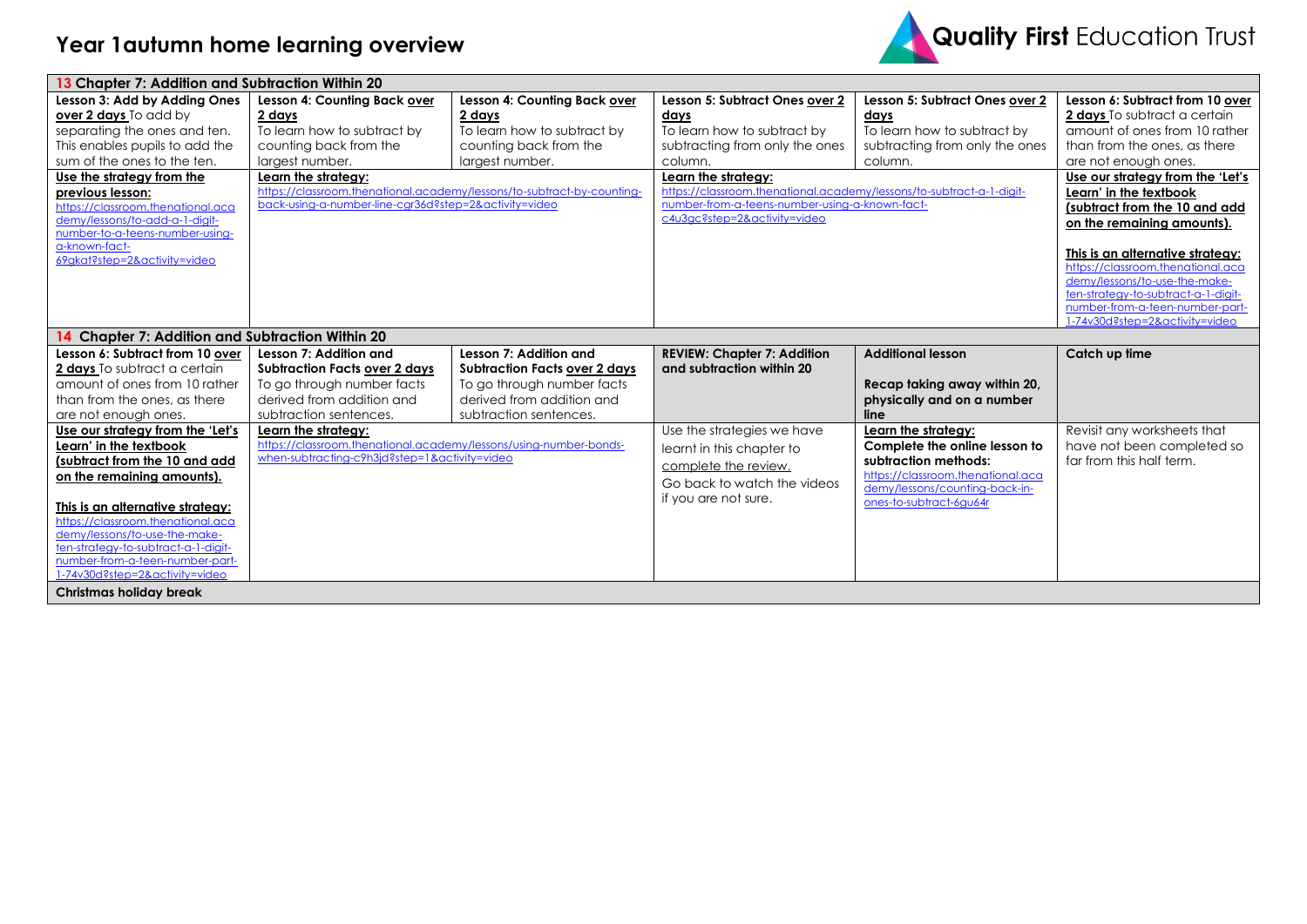# Year 1autumn home learning overview

Quality First Education Trust

| | | | | | |
|---|---|---|---|---|---|
| **13 Chapter 7: Addition and Subtraction Within 20** | | | | | |
| **Lesson 3: Add by Adding Ones over 2 days** To add by separating the ones and ten. This enables pupils to add the sum of the ones to the ten. | **Lesson 4: Counting Back over 2 days** To learn how to subtract by counting back from the largest number. | **Lesson 4: Counting Back over 2 days** To learn how to subtract by counting back from the largest number. | **Lesson 5: Subtract Ones over 2 days** To learn how to subtract by subtracting from only the ones column. | **Lesson 5: Subtract Ones over 2 days** To learn how to subtract by subtracting from only the ones column. | **Lesson 6: Subtract from 10 over 2 days** To subtract a certain amount of ones from 10 rather than from the ones, as there are not enough ones. |
| **Use the strategy from the previous lesson:** https://classroom.thenational.academy/lessons/to-add-a-1-digit-number-to-a-teens-number-using-a-known-fact-69gkat?step=2&activity=video | **Learn the strategy:** https://classroom.thenational.academy/lessons/to-subtract-by-counting-back-using-a-number-line-cgr36d?step=2&activity=video | | **Learn the strategy:** https://classroom.thenational.academy/lessons/to-subtract-a-1-digit-number-from-a-teens-number-using-a-known-fact-c4u3gc?step=2&activity=video | | **Use our strategy from the 'Let's Learn' in the textbook (subtract from the 10 and add on the remaining amounts).** **This is an alternative strategy:** https://classroom.thenational.academy/lessons/to-use-the-make-ten-strategy-to-subtract-a-1-digit-number-from-a-teen-number-part-1-74v30d?step=2&activity=video |
| **14 Chapter 7: Addition and Subtraction Within 20** | | | | | |
| **Lesson 6: Subtract from 10 over 2 days** To subtract a certain amount of ones from 10 rather than from the ones, as there are not enough ones. | **Lesson 7: Addition and Subtraction Facts over 2 days** To go through number facts derived from addition and subtraction sentences. | **Lesson 7: Addition and Subtraction Facts over 2 days** To go through number facts derived from addition and subtraction sentences. | **REVIEW: Chapter 7: Addition and subtraction within 20** | **Additional lesson** **Recap taking away within 20, physically and on a number line** | **Catch up time** |
| **Use our strategy from the 'Let's Learn' in the textbook (subtract from the 10 and add on the remaining amounts).** **This is an alternative strategy:** https://classroom.thenational.academy/lessons/to-use-the-make-ten-strategy-to-subtract-a-1-digit-number-from-a-teen-number-part-1-74v30d?step=2&activity=video | **Learn the strategy:** https://classroom.thenational.academy/lessons/using-number-bonds-when-subtracting-c9h3jd?step=1&activity=video | | Use the strategies we have learnt in this chapter to complete the review. Go back to watch the videos if you are not sure. | **Learn the strategy:** **Complete the online lesson to subtraction methods:** https://classroom.thenational.academy/lessons/counting-back-in-ones-to-subtract-6gu64r | Revisit any worksheets that have not been completed so far from this half term. |
| **Christmas holiday break** | | | | | |